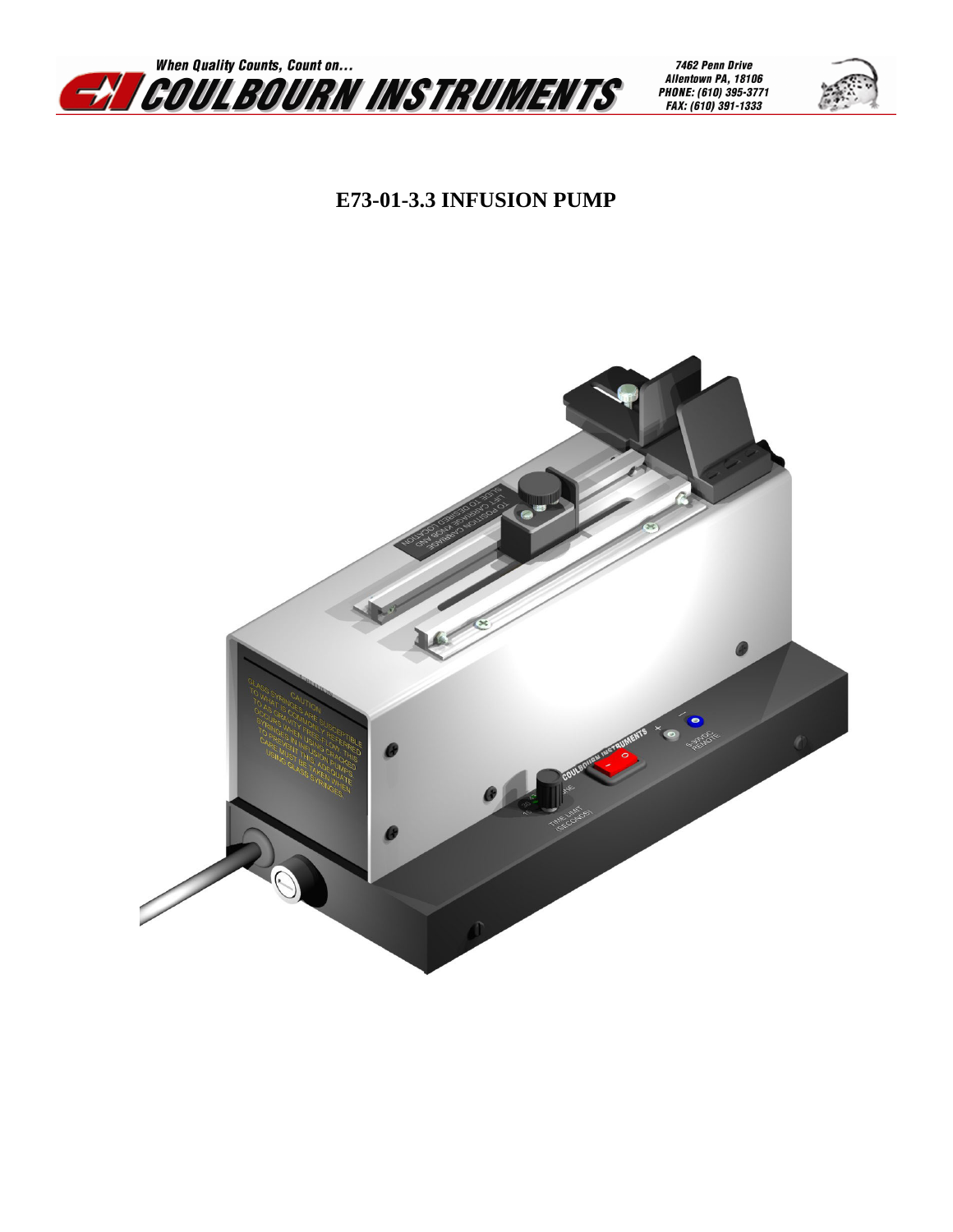When Quality Counts, Count on... COULBOURN INSTRUMENTS

7462 Penn Drive
Allentown PA, 18106
PHONE: (610) 395-3771
FAX: (610) 391-1333

# E73-01-3.3 INFUSION PUMP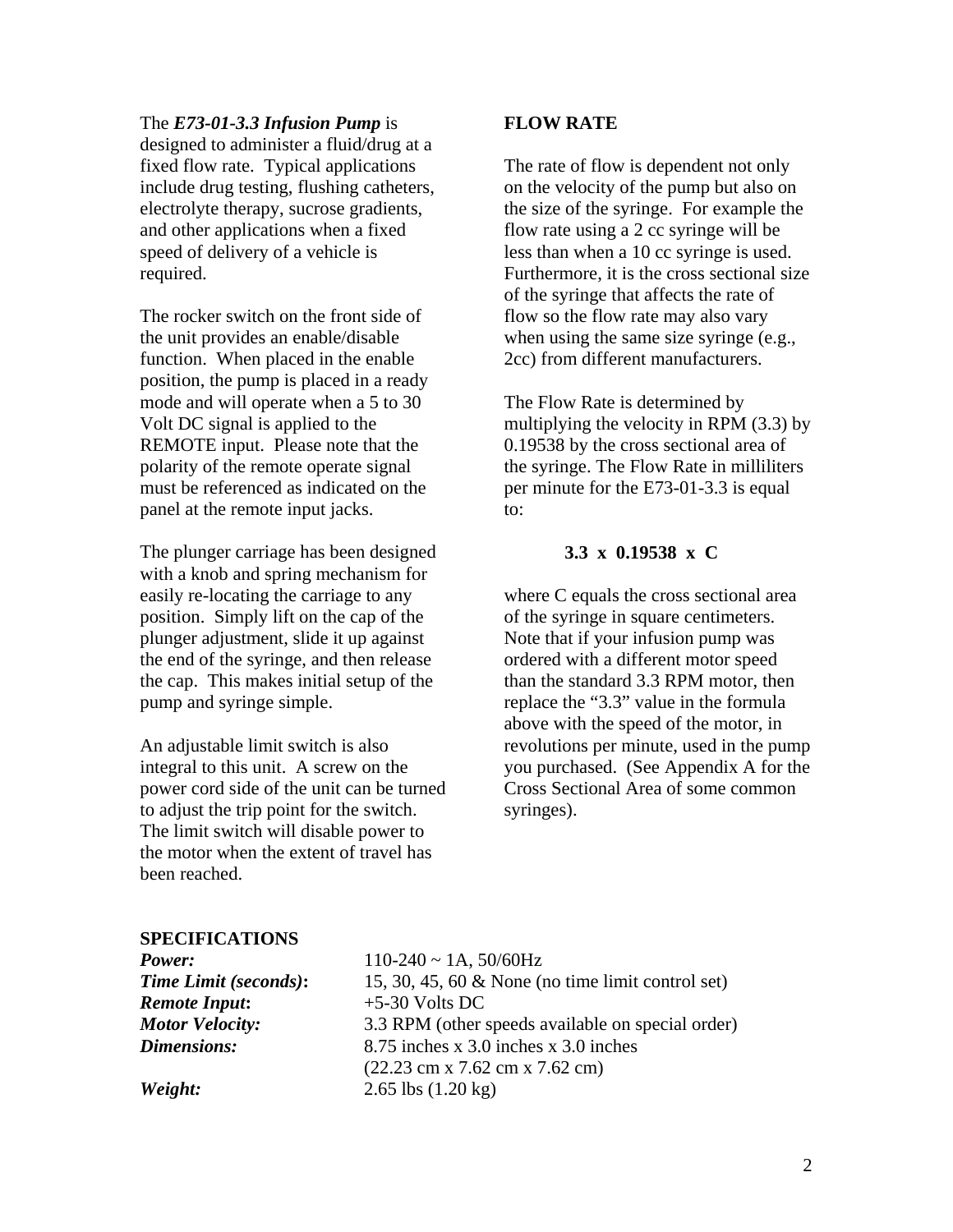The ***E73-01-3.3 Infusion Pump*** is designed to administer a fluid/drug at a fixed flow rate. Typical applications include drug testing, flushing catheters, electrolyte therapy, sucrose gradients, and other applications when a fixed speed of delivery of a vehicle is required.

The rocker switch on the front side of the unit provides an enable/disable function. When placed in the enable position, the pump is placed in a ready mode and will operate when a 5 to 30 Volt DC signal is applied to the REMOTE input. Please note that the polarity of the remote operate signal must be referenced as indicated on the panel at the remote input jacks.

The plunger carriage has been designed with a knob and spring mechanism for easily re-locating the carriage to any position. Simply lift on the cap of the plunger adjustment, slide it up against the end of the syringe, and then release the cap. This makes initial setup of the pump and syringe simple.

An adjustable limit switch is also integral to this unit. A screw on the power cord side of the unit can be turned to adjust the trip point for the switch. The limit switch will disable power to the motor when the extent of travel has been reached.

**FLOW RATE**

The rate of flow is dependent not only on the velocity of the pump but also on the size of the syringe. For example the flow rate using a 2 cc syringe will be less than when a 10 cc syringe is used. Furthermore, it is the cross sectional size of the syringe that affects the rate of flow so the flow rate may also vary when using the same size syringe (e.g., 2cc) from different manufacturers.

The Flow Rate is determined by multiplying the velocity in RPM (3.3) by 0.19538 by the cross sectional area of the syringe. The Flow Rate in milliliters per minute for the E73-01-3.3 is equal to:

$$3.3 \times 0.19538 \times C$$

where C equals the cross sectional area of the syringe in square centimeters. Note that if your infusion pump was ordered with a different motor speed than the standard 3.3 RPM motor, then replace the "3.3" value in the formula above with the speed of the motor, in revolutions per minute, used in the pump you purchased. (See Appendix A for the Cross Sectional Area of some common syringes).

**SPECIFICATIONS**

| | |
|---|---|
| ***Power:*** | 110-240 ~ 1A, 50/60Hz |
| ***Time Limit (seconds)*:** | 15, 30, 45, 60 & None (no time limit control set) |
| ***Remote Input*:** | +5-30 Volts DC |
| ***Motor Velocity:*** | 3.3 RPM (other speeds available on special order) |
| ***Dimensions:*** | 8.75 inches x 3.0 inches x 3.0 inches (22.23 cm x 7.62 cm x 7.62 cm) |
| ***Weight:*** | 2.65 lbs (1.20 kg) |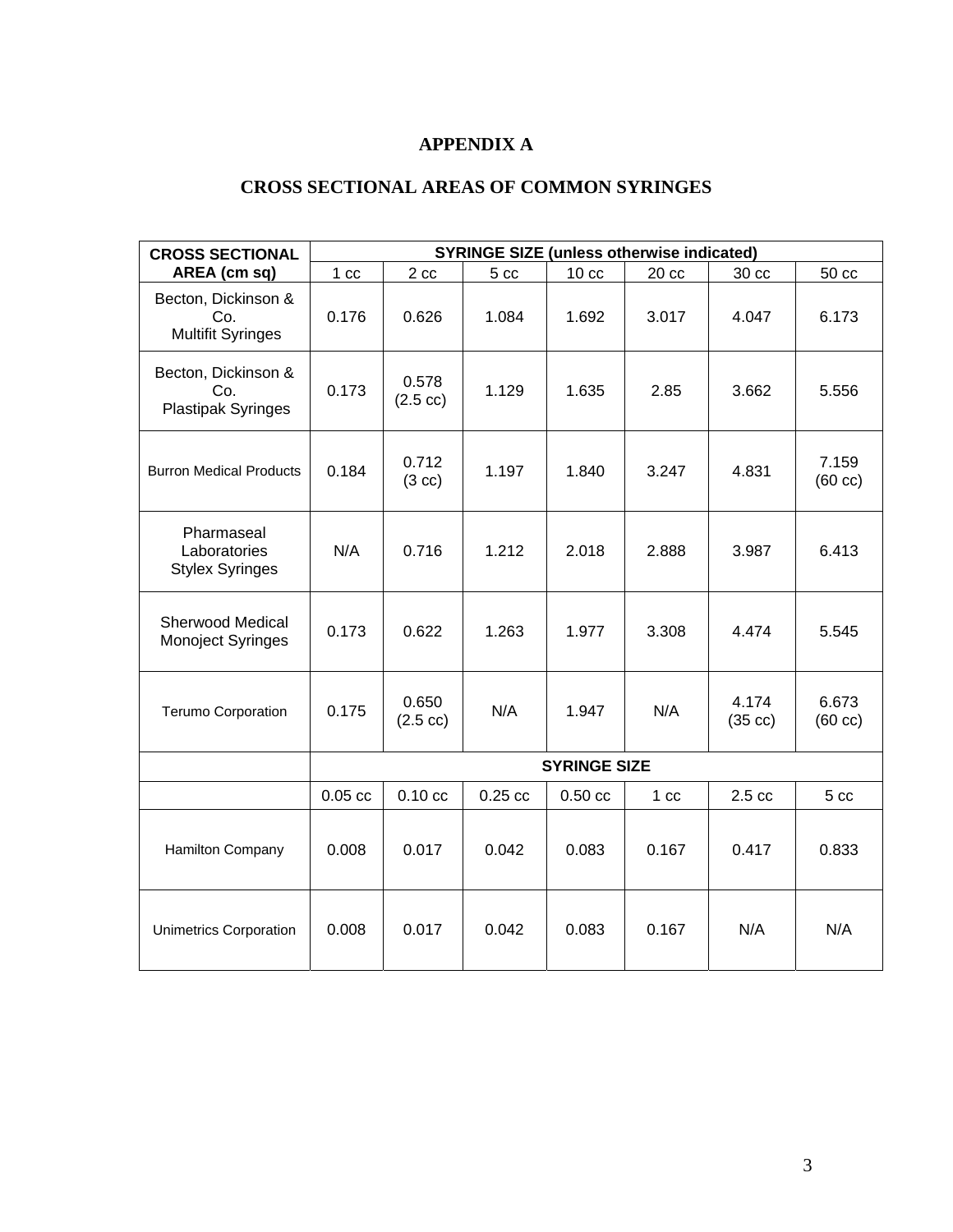# APPENDIX A

## CROSS SECTIONAL AREAS OF COMMON SYRINGES

| CROSS SECTIONAL AREA (cm sq) | SYRINGE SIZE (unless otherwise indicated) | | | | | | |
|---|---|---|---|---|---|---|---|
| | 1 cc | 2 cc | 5 cc | 10 cc | 20 cc | 30 cc | 50 cc |
| Becton, Dickinson & Co. Multifit Syringes | 0.176 | 0.626 | 1.084 | 1.692 | 3.017 | 4.047 | 6.173 |
| Becton, Dickinson & Co. Plastipak Syringes | 0.173 | 0.578 (2.5 cc) | 1.129 | 1.635 | 2.85 | 3.662 | 5.556 |
| Burron Medical Products | 0.184 | 0.712 (3 cc) | 1.197 | 1.840 | 3.247 | 4.831 | 7.159 (60 cc) |
| Pharmaseal Laboratories Stylex Syringes | N/A | 0.716 | 1.212 | 2.018 | 2.888 | 3.987 | 6.413 |
| Sherwood Medical Monoject Syringes | 0.173 | 0.622 | 1.263 | 1.977 | 3.308 | 4.474 | 5.545 |
| Terumo Corporation | 0.175 | 0.650 (2.5 cc) | N/A | 1.947 | N/A | 4.174 (35 cc) | 6.673 (60 cc) |
| | SYRINGE SIZE | | | | | | |
| | 0.05 cc | 0.10 cc | 0.25 cc | 0.50 cc | 1 cc | 2.5 cc | 5 cc |
| Hamilton Company | 0.008 | 0.017 | 0.042 | 0.083 | 0.167 | 0.417 | 0.833 |
| Unimetrics Corporation | 0.008 | 0.017 | 0.042 | 0.083 | 0.167 | N/A | N/A |